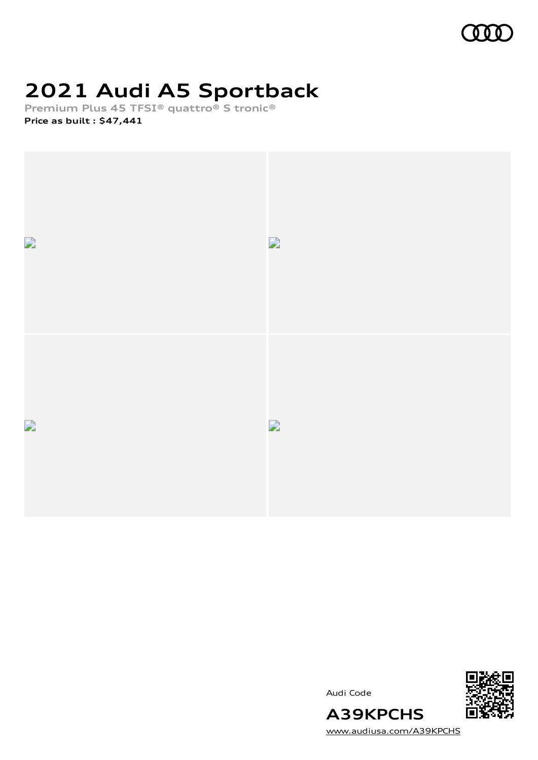# 2021 Audi A5 Sportback

**Premium Plus 45 TFSI® quattro® S tronic®**

**Price as built : $47,441**

Audi Code

**A39KPCHS**

www.audiusa.com/A39KPCHS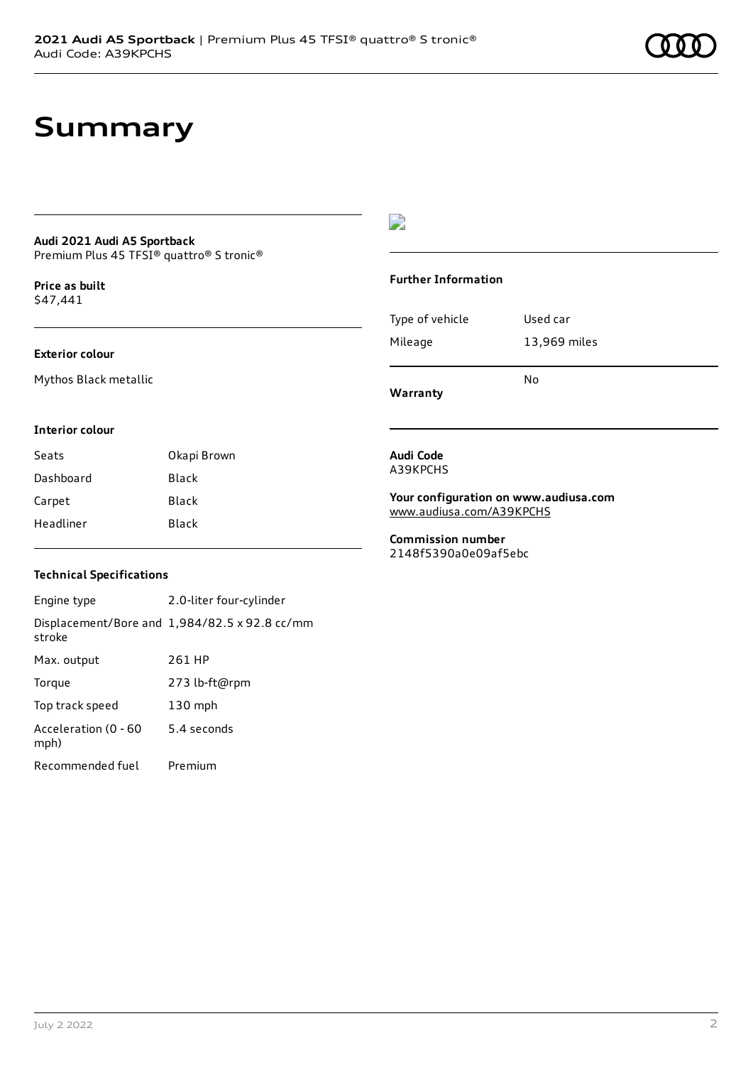# Summary

**Audi 2021 Audi A5 Sportback**
Premium Plus 45 TFSI® quattro® S tronic®

**Price as built**
$47,441

### Exterior colour

Mythos Black metallic

### Interior colour

| Seats | Okapi Brown |
| --- | --- |
| Dashboard | Black |
| Carpet | Black |
| Headliner | Black |

### Technical Specifications

| Engine type | 2.0-liter four-cylinder |
| --- | --- |
| Displacement/Bore and stroke | 1,984/82.5 x 92.8 cc/mm |
| Max. output | 261 HP |
| Torque | 273 lb-ft@rpm |
| Top track speed | 130 mph |
| Acceleration (0 - 60 mph) | 5.4 seconds |
| Recommended fuel | Premium |

### Further Information

| Type of vehicle | Used car |
| --- | --- |
| Mileage | 13,969 miles |
| **Warranty** | No |

**Audi Code**
A39KPCHS

**Your configuration on www.audiusa.com**
www.audiusa.com/A39KPCHS

**Commission number**
2148f5390a0e09af5ebc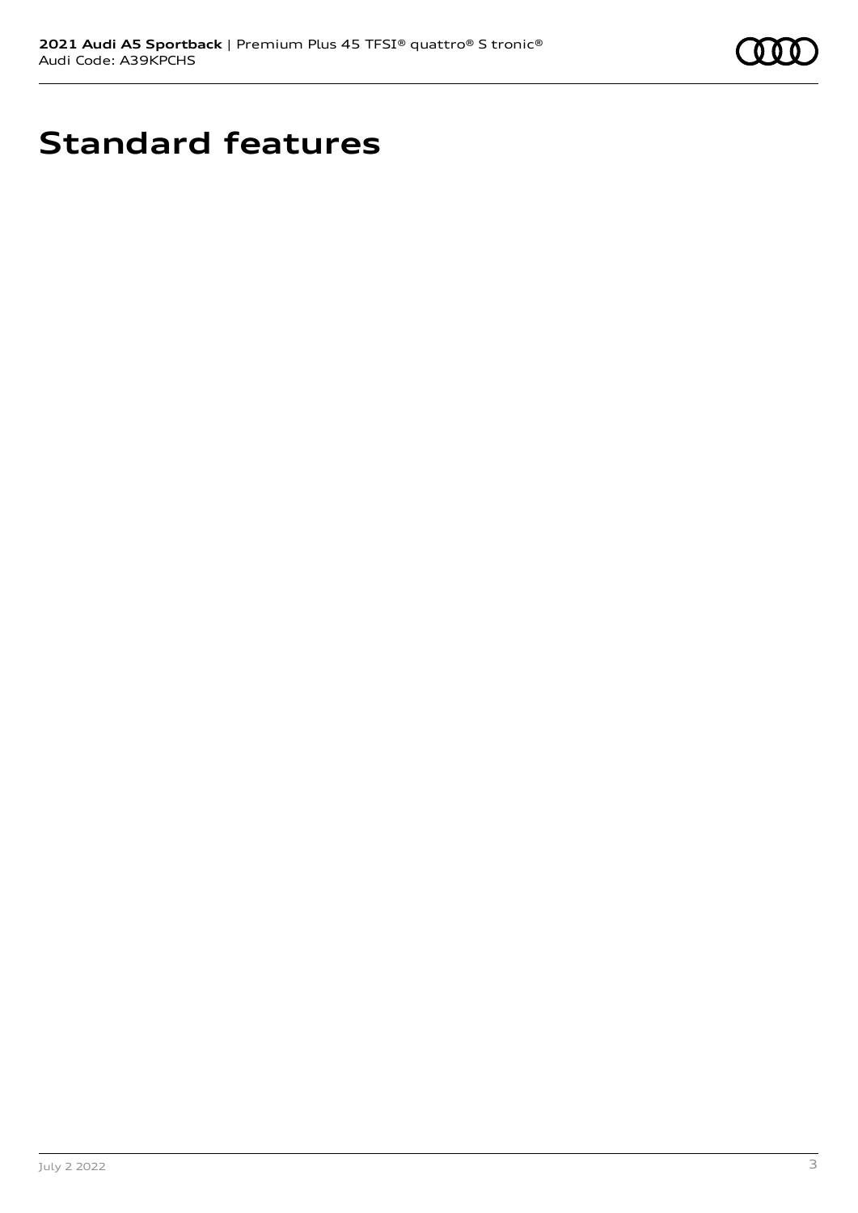# Standard features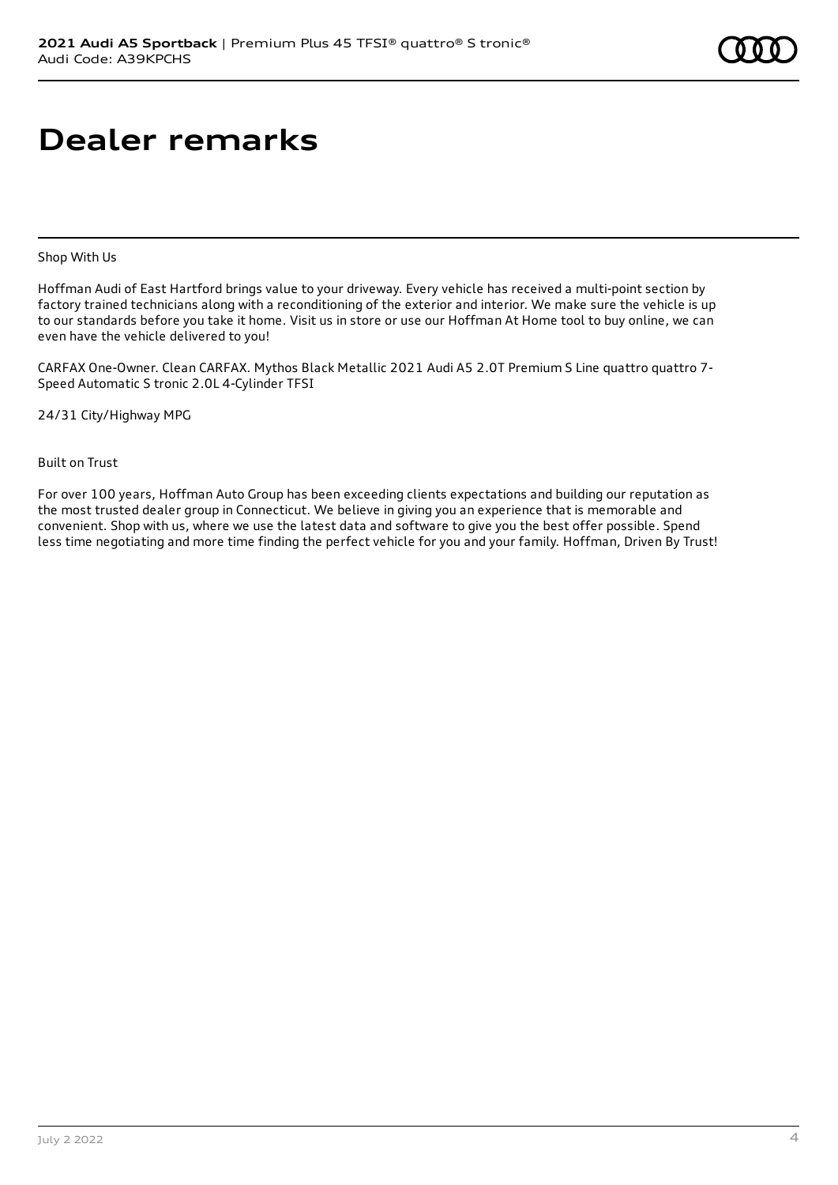# Dealer remarks

Shop With Us

Hoffman Audi of East Hartford brings value to your driveway. Every vehicle has received a multi-point section by factory trained technicians along with a reconditioning of the exterior and interior. We make sure the vehicle is up to our standards before you take it home. Visit us in store or use our Hoffman At Home tool to buy online, we can even have the vehicle delivered to you!

CARFAX One-Owner. Clean CARFAX. Mythos Black Metallic 2021 Audi A5 2.0T Premium S Line quattro quattro 7-Speed Automatic S tronic 2.0L 4-Cylinder TFSI

24/31 City/Highway MPG

Built on Trust

For over 100 years, Hoffman Auto Group has been exceeding clients expectations and building our reputation as the most trusted dealer group in Connecticut. We believe in giving you an experience that is memorable and convenient. Shop with us, where we use the latest data and software to give you the best offer possible. Spend less time negotiating and more time finding the perfect vehicle for you and your family. Hoffman, Driven By Trust!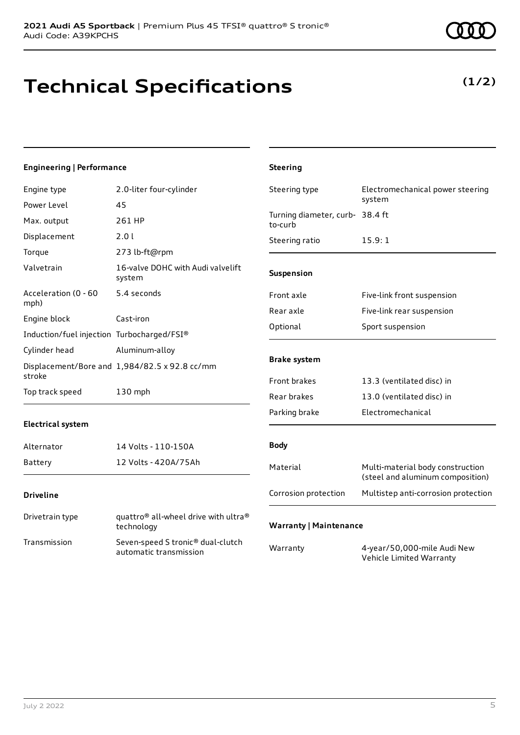# Technical Specifications

**(1/2)**

### Engineering | Performance

| | |
|---|---|
| Engine type | 2.0-liter four-cylinder |
| Power Level | 45 |
| Max. output | 261 HP |
| Displacement | 2.0 l |
| Torque | 273 lb-ft@rpm |
| Valvetrain | 16-valve DOHC with Audi valvelift system |
| Acceleration (0 - 60 mph) | 5.4 seconds |
| Engine block | Cast-iron |
| Induction/fuel injection | Turbocharged/FSI® |
| Cylinder head | Aluminum-alloy |
| Displacement/Bore and stroke | 1,984/82.5 x 92.8 cc/mm |
| Top track speed | 130 mph |

### Electrical system

| | |
|---|---|
| Alternator | 14 Volts - 110-150A |
| Battery | 12 Volts - 420A/75Ah |

### Driveline

| | |
|---|---|
| Drivetrain type | quattro® all-wheel drive with ultra® technology |
| Transmission | Seven-speed S tronic® dual-clutch automatic transmission |

### Steering

| | |
|---|---|
| Steering type | Electromechanical power steering system |
| Turning diameter, curb-to-curb | 38.4 ft |
| Steering ratio | 15.9: 1 |

### Suspension

| | |
|---|---|
| Front axle | Five-link front suspension |
| Rear axle | Five-link rear suspension |
| Optional | Sport suspension |

### Brake system

| | |
|---|---|
| Front brakes | 13.3 (ventilated disc) in |
| Rear brakes | 13.0 (ventilated disc) in |
| Parking brake | Electromechanical |

### Body

| | |
|---|---|
| Material | Multi-material body construction (steel and aluminum composition) |
| Corrosion protection | Multistep anti-corrosion protection |

### Warranty | Maintenance

| | |
|---|---|
| Warranty | 4-year/50,000-mile Audi New Vehicle Limited Warranty |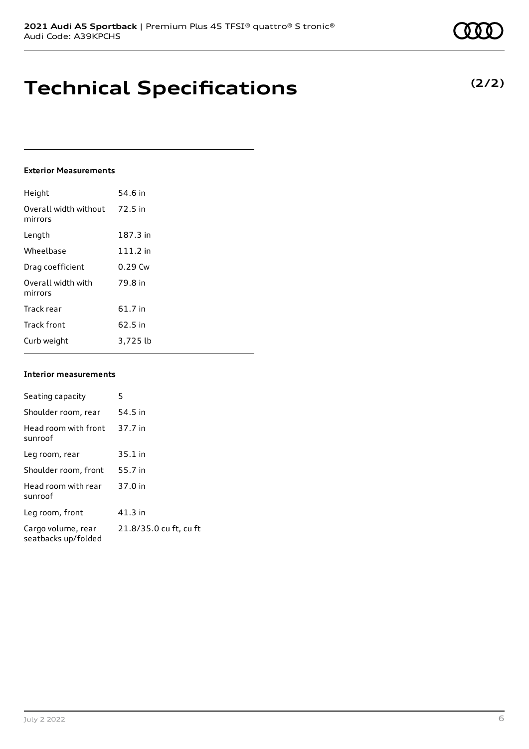# Technical Specifications

**(2/2)**

### Exterior Measurements

| | |
|---|---|
| Height | 54.6 in |
| Overall width without mirrors | 72.5 in |
| Length | 187.3 in |
| Wheelbase | 111.2 in |
| Drag coefficient | 0.29 Cw |
| Overall width with mirrors | 79.8 in |
| Track rear | 61.7 in |
| Track front | 62.5 in |
| Curb weight | 3,725 lb |

### Interior measurements

| | |
|---|---|
| Seating capacity | 5 |
| Shoulder room, rear | 54.5 in |
| Head room with front sunroof | 37.7 in |
| Leg room, rear | 35.1 in |
| Shoulder room, front | 55.7 in |
| Head room with rear sunroof | 37.0 in |
| Leg room, front | 41.3 in |
| Cargo volume, rear seatbacks up/folded | 21.8/35.0 cu ft, cu ft |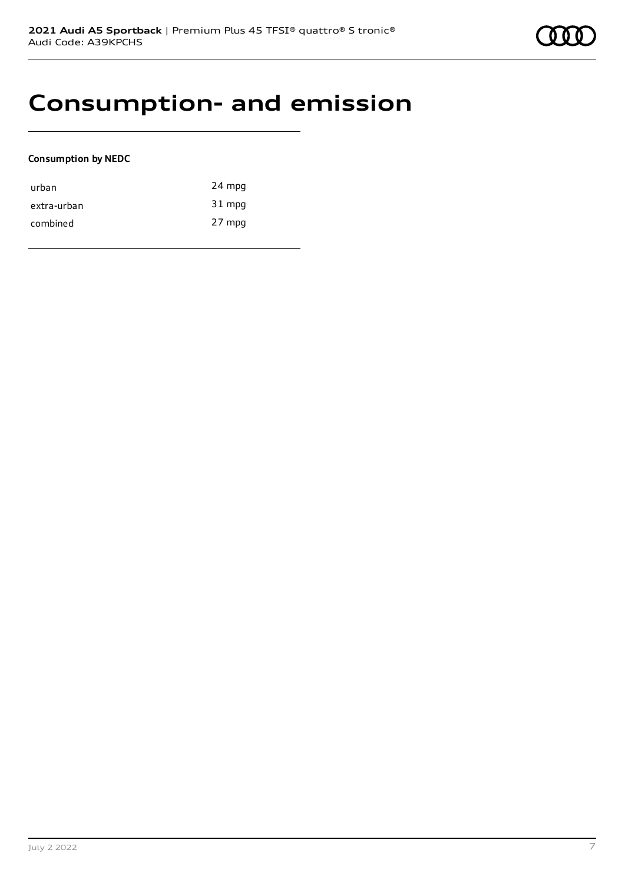# Consumption- and emission

**Consumption by NEDC**

| | |
|---|---|
| urban | 24 mpg |
| extra-urban | 31 mpg |
| combined | 27 mpg |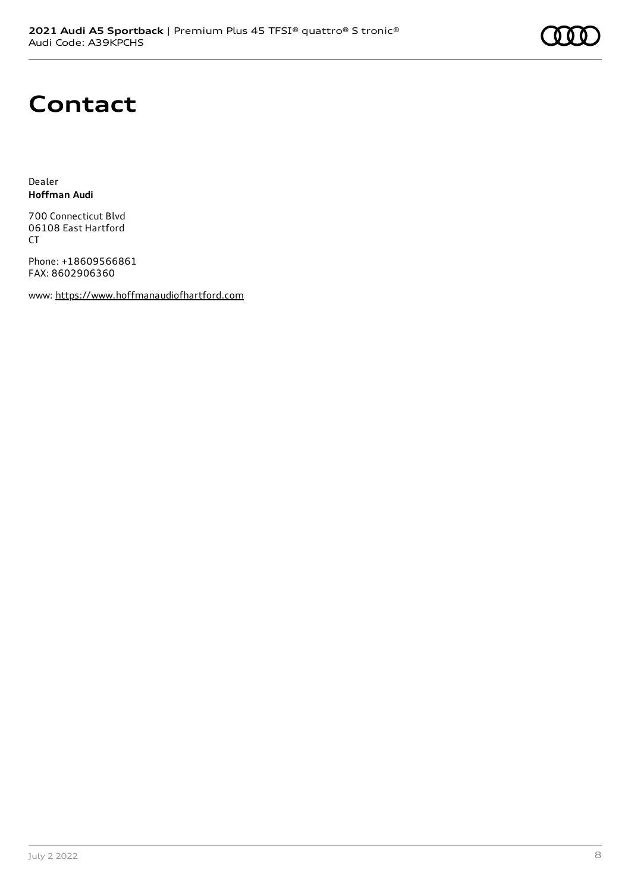# Contact

Dealer
**Hoffman Audi**

700 Connecticut Blvd
06108 East Hartford
CT

Phone: +18609566861
FAX: 8602906360

www: https://www.hoffmanaudiofhartford.com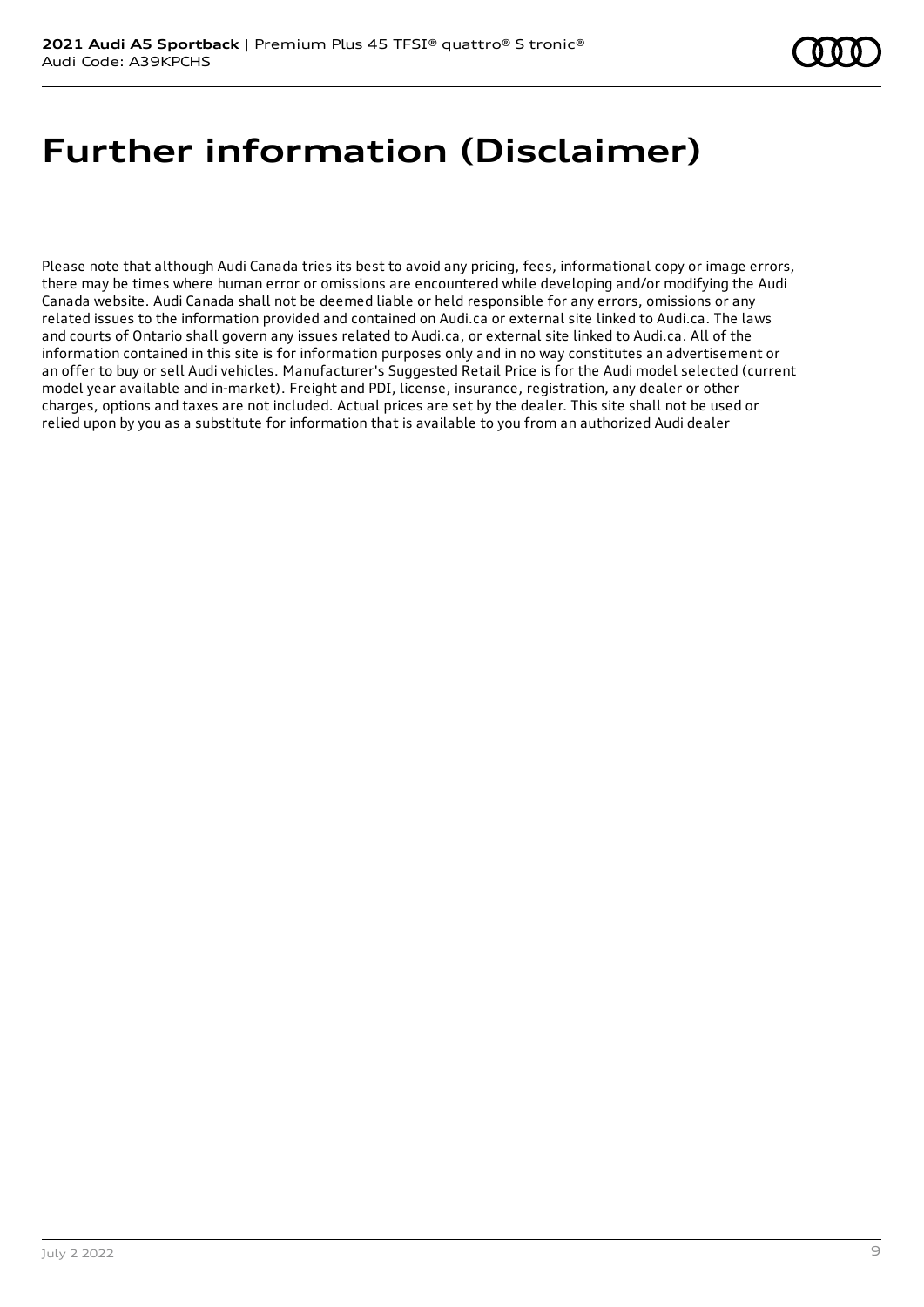# Further information (Disclaimer)

Please note that although Audi Canada tries its best to avoid any pricing, fees, informational copy or image errors, there may be times where human error or omissions are encountered while developing and/or modifying the Audi Canada website. Audi Canada shall not be deemed liable or held responsible for any errors, omissions or any related issues to the information provided and contained on Audi.ca or external site linked to Audi.ca. The laws and courts of Ontario shall govern any issues related to Audi.ca, or external site linked to Audi.ca. All of the information contained in this site is for information purposes only and in no way constitutes an advertisement or an offer to buy or sell Audi vehicles. Manufacturer's Suggested Retail Price is for the Audi model selected (current model year available and in-market). Freight and PDI, license, insurance, registration, any dealer or other charges, options and taxes are not included. Actual prices are set by the dealer. This site shall not be used or relied upon by you as a substitute for information that is available to you from an authorized Audi dealer